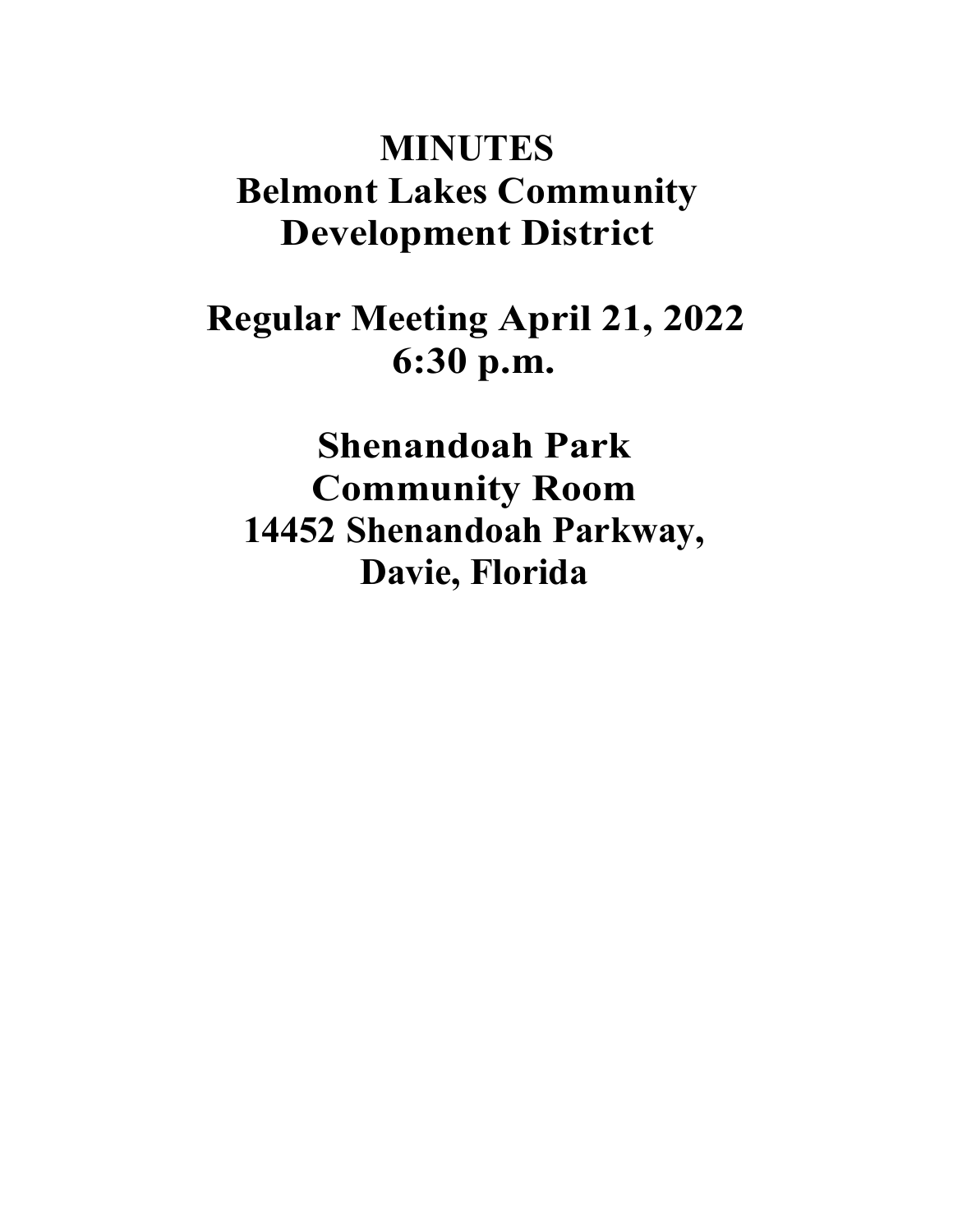# MINUTES

# Belmont Lakes Community Development District

## Regular Meeting April 21, 2022
## 6:30 p.m.

## Shenandoah Park
## Community Room
## 14452 Shenandoah Parkway,
## Davie, Florida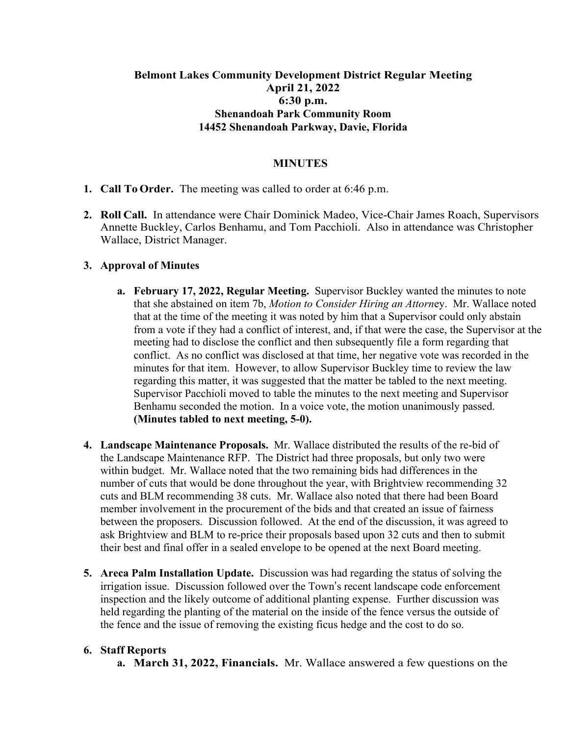**Belmont Lakes Community Development District Regular Meeting**
**April 21, 2022**
**6:30 p.m.**
**Shenandoah Park Community Room**
**14452 Shenandoah Parkway, Davie, Florida**

**MINUTES**

1. **Call To Order.** The meeting was called to order at 6:46 p.m.

2. **Roll Call.** In attendance were Chair Dominick Madeo, Vice-Chair James Roach, Supervisors Annette Buckley, Carlos Benhamu, and Tom Pacchioli. Also in attendance was Christopher Wallace, District Manager.

3. **Approval of Minutes**

   a. **February 17, 2022, Regular Meeting.** Supervisor Buckley wanted the minutes to note that she abstained on item 7b, *Motion to Consider Hiring an Attorn*ey. Mr. Wallace noted that at the time of the meeting it was noted by him that a Supervisor could only abstain from a vote if they had a conflict of interest, and, if that were the case, the Supervisor at the meeting had to disclose the conflict and then subsequently file a form regarding that conflict. As no conflict was disclosed at that time, her negative vote was recorded in the minutes for that item. However, to allow Supervisor Buckley time to review the law regarding this matter, it was suggested that the matter be tabled to the next meeting. Supervisor Pacchioli moved to table the minutes to the next meeting and Supervisor Benhamu seconded the motion. In a voice vote, the motion unanimously passed. **(Minutes tabled to next meeting, 5-0).**

4. **Landscape Maintenance Proposals.** Mr. Wallace distributed the results of the re-bid of the Landscape Maintenance RFP. The District had three proposals, but only two were within budget. Mr. Wallace noted that the two remaining bids had differences in the number of cuts that would be done throughout the year, with Brightview recommending 32 cuts and BLM recommending 38 cuts. Mr. Wallace also noted that there had been Board member involvement in the procurement of the bids and that created an issue of fairness between the proposers. Discussion followed. At the end of the discussion, it was agreed to ask Brightview and BLM to re-price their proposals based upon 32 cuts and then to submit their best and final offer in a sealed envelope to be opened at the next Board meeting.

5. **Areca Palm Installation Update.** Discussion was had regarding the status of solving the irrigation issue. Discussion followed over the Town's recent landscape code enforcement inspection and the likely outcome of additional planting expense. Further discussion was held regarding the planting of the material on the inside of the fence versus the outside of the fence and the issue of removing the existing ficus hedge and the cost to do so.

6. **Staff Reports**

   a. **March 31, 2022, Financials.** Mr. Wallace answered a few questions on the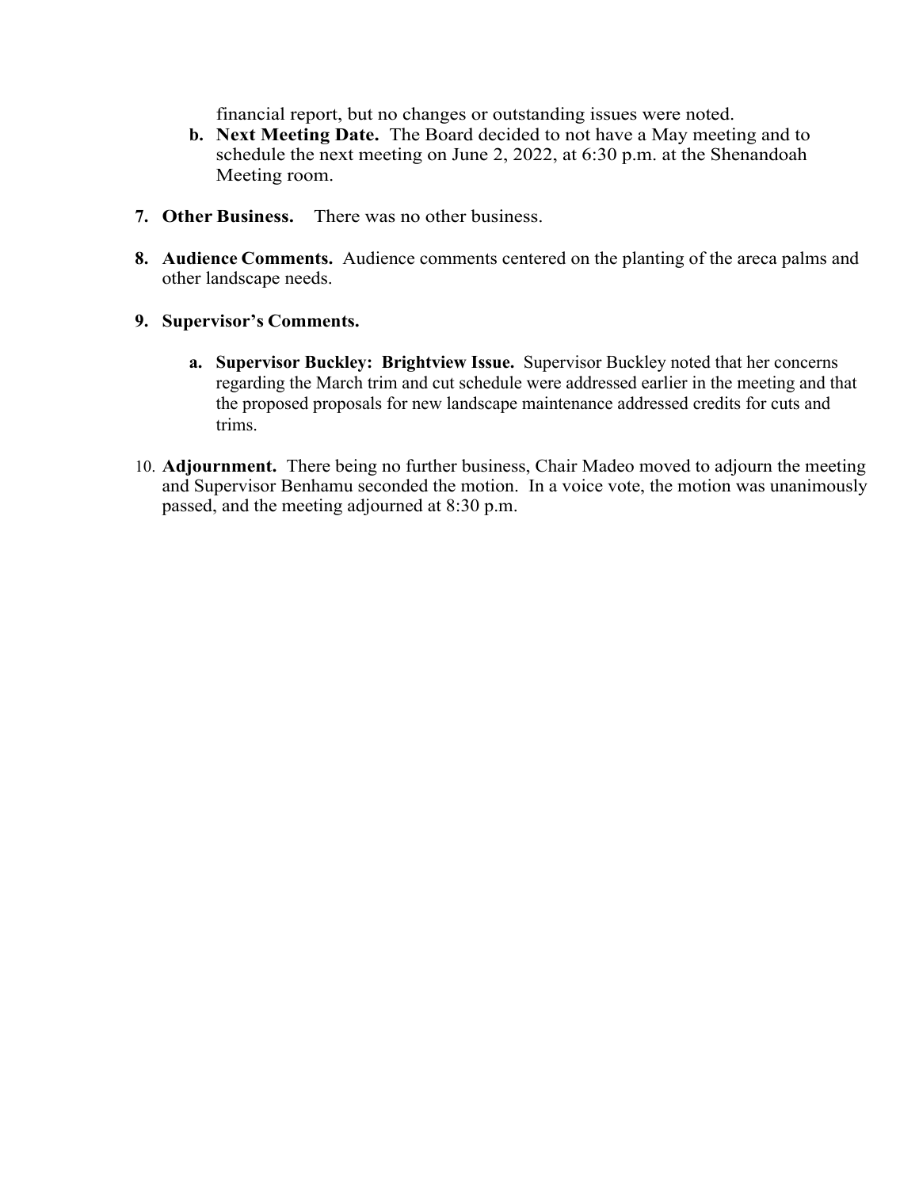financial report, but no changes or outstanding issues were noted.

   b. **Next Meeting Date.** The Board decided to not have a May meeting and to schedule the next meeting on June 2, 2022, at 6:30 p.m. at the Shenandoah Meeting room.

7. **Other Business.** There was no other business.

8. **Audience Comments.** Audience comments centered on the planting of the areca palms and other landscape needs.

9. **Supervisor's Comments.**

   a. **Supervisor Buckley: Brightview Issue.** Supervisor Buckley noted that her concerns regarding the March trim and cut schedule were addressed earlier in the meeting and that the proposed proposals for new landscape maintenance addressed credits for cuts and trims.

10. **Adjournment.** There being no further business, Chair Madeo moved to adjourn the meeting and Supervisor Benhamu seconded the motion. In a voice vote, the motion was unanimously passed, and the meeting adjourned at 8:30 p.m.